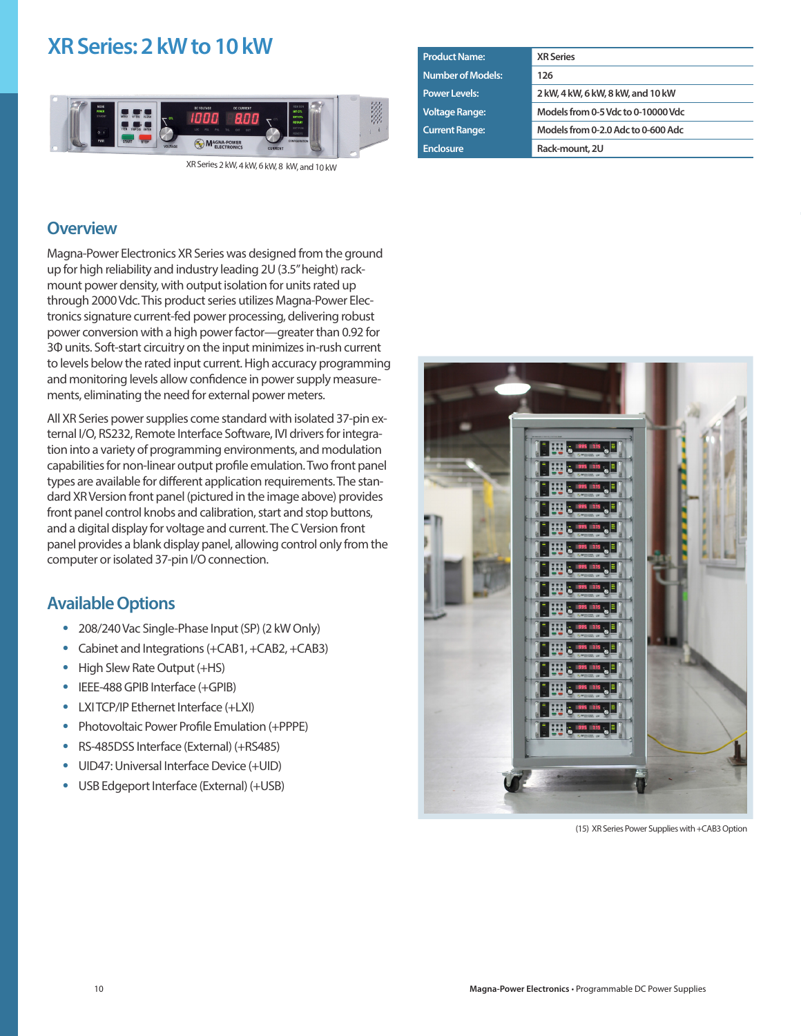# XR Series: 2 kW to 10 kW

XR Series 2 kW, 4 kW, 6 kW, 8 kW, and 10 kW

| Product Name: | XR Series |
|---|---|
| Number of Models: | 126 |
| Power Levels: | 2 kW, 4 kW, 6 kW, 8 kW, and 10 kW |
| Voltage Range: | Models from 0-5 Vdc to 0-10000 Vdc |
| Current Range: | Models from 0-2.0 Adc to 0-600 Adc |
| Enclosure | Rack-mount, 2U |

## Overview

Magna-Power Electronics XR Series was designed from the ground up for high reliability and industry leading 2U (3.5" height) rack-mount power density, with output isolation for units rated up through 2000 Vdc. This product series utilizes Magna-Power Electronics signature current-fed power processing, delivering robust power conversion with a high power factor—greater than 0.92 for 3Φ units. Soft-start circuitry on the input minimizes in-rush current to levels below the rated input current. High accuracy programming and monitoring levels allow confidence in power supply measurements, eliminating the need for external power meters.

All XR Series power supplies come standard with isolated 37-pin external I/O, RS232, Remote Interface Software, IVI drivers for integration into a variety of programming environments, and modulation capabilities for non-linear output profile emulation. Two front panel types are available for different application requirements. The standard XR Version front panel (pictured in the image above) provides front panel control knobs and calibration, start and stop buttons, and a digital display for voltage and current. The C Version front panel provides a blank display panel, allowing control only from the computer or isolated 37-pin I/O connection.

## Available Options

- 208/240 Vac Single-Phase Input (SP) (2 kW Only)
- Cabinet and Integrations (+CAB1, +CAB2, +CAB3)
- High Slew Rate Output (+HS)
- IEEE-488 GPIB Interface (+GPIB)
- LXI TCP/IP Ethernet Interface (+LXI)
- Photovoltaic Power Profile Emulation (+PPPE)
- RS-485DSS Interface (External) (+RS485)
- UID47: Universal Interface Device (+UID)
- USB Edgeport Interface (External) (+USB)

(15) XR Series Power Supplies with +CAB3 Option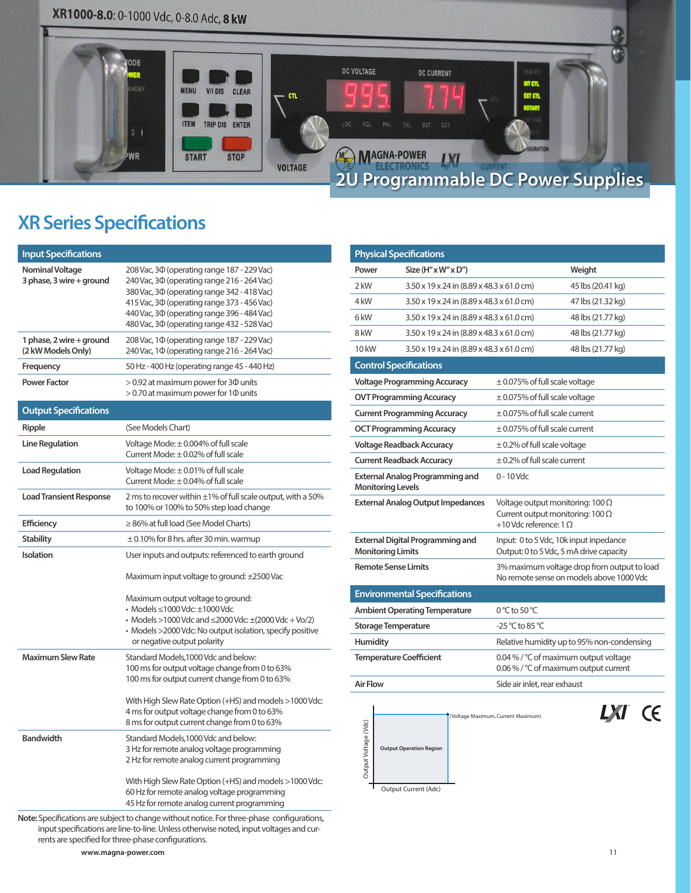XR1000-8.0: 0-1000 Vdc, 0-8.0 Adc, **8 kW**

2U Programmable DC Power Supplies

# XR Series Specifications

## Input Specifications

| | |
|---|---|
| **Nominal Voltage** <br> **3 phase, 3 wire + ground** | 208 Vac, 3Φ (operating range 187 - 229 Vac) <br> 240 Vac, 3Φ (operating range 216 - 264 Vac) <br> 380 Vac, 3Φ (operating range 342 - 418 Vac) <br> 415 Vac, 3Φ (operating range 373 - 456 Vac) <br> 440 Vac, 3Φ (operating range 396 - 484 Vac) <br> 480 Vac, 3Φ (operating range 432 - 528 Vac) |
| **1 phase, 2 wire + ground** <br> **(2 kW Models Only)** | 208 Vac, 1Φ (operating range 187 - 229 Vac) <br> 240 Vac, 1Φ (operating range 216 - 264 Vac) |
| **Frequency** | 50 Hz - 400 Hz (operating range 45 - 440 Hz) |
| **Power Factor** | > 0.92 at maximum power for 3Φ units <br> > 0.70 at maximum power for 1Φ units |

## Output Specifications

| | |
|---|---|
| **Ripple** | (See Models Chart) |
| **Line Regulation** | Voltage Mode: ± 0.004% of full scale <br> Current Mode: ± 0.02% of full scale |
| **Load Regulation** | Voltage Mode: ± 0.01% of full scale <br> Current Mode: ± 0.04% of full scale |
| **Load Transient Response** | 2 ms to recover within ±1% of full scale output, with a 50% to 100% or 100% to 50% step load change |
| **Efficiency** | ≥ 86% at full load (See Model Charts) |
| **Stability** | ± 0.10% for 8 hrs. after 30 min. warmup |
| **Isolation** | User inputs and outputs: referenced to earth ground <br><br> Maximum input voltage to ground: ±2500 Vac <br><br> Maximum output voltage to ground: <br> • Models ≤1000 Vdc: ±1000 Vdc <br> • Models >1000 Vdc and ≤2000 Vdc: ±(2000 Vdc + Vo/2) <br> • Models >2000 Vdc: No output isolation, specify positive or negative output polarity |
| **Maximum Slew Rate** | Standard Models,1000 Vdc and below: <br> 100 ms for output voltage change from 0 to 63% <br> 100 ms for output current change from 0 to 63% <br><br> With High Slew Rate Option (+HS) and models >1000 Vdc: <br> 4 ms for output voltage change from 0 to 63% <br> 8 ms for output current change from 0 to 63% |
| **Bandwidth** | Standard Models,1000 Vdc and below: <br> 3 Hz for remote analog voltage programming <br> 2 Hz for remote analog current programming <br><br> With High Slew Rate Option (+HS) and models >1000 Vdc: <br> 60 Hz for remote analog voltage programming <br> 45 Hz for remote analog current programming |

**Note:** Specifications are subject to change without notice. For three-phase configurations, input specifications are line-to-line. Unless otherwise noted, input voltages and currents are specified for three-phase configurations.

## Physical Specifications

| Power | Size (H" x W" x D") | Weight |
|---|---|---|
| 2 kW | 3.50 x 19 x 24 in (8.89 x 48.3 x 61.0 cm) | 45 lbs (20.41 kg) |
| 4 kW | 3.50 x 19 x 24 in (8.89 x 48.3 x 61.0 cm) | 47 lbs (21.32 kg) |
| 6 kW | 3.50 x 19 x 24 in (8.89 x 48.3 x 61.0 cm) | 48 lbs (21.77 kg) |
| 8 kW | 3.50 x 19 x 24 in (8.89 x 48.3 x 61.0 cm) | 48 lbs (21.77 kg) |
| 10 kW | 3.50 x 19 x 24 in (8.89 x 48.3 x 61.0 cm) | 48 lbs (21.77 kg) |

## Control Specifications

| | |
|---|---|
| **Voltage Programming Accuracy** | ± 0.075% of full scale voltage |
| **OVT Programming Accuracy** | ± 0.075% of full scale voltage |
| **Current Programming Accuracy** | ± 0.075% of full scale current |
| **OCT Programming Accuracy** | ± 0.075% of full scale current |
| **Voltage Readback Accuracy** | ± 0.2% of full scale voltage |
| **Current Readback Accuracy** | ± 0.2% of full scale current |
| **External Analog Programming and Monitoring Levels** | 0 - 10 Vdc |
| **External Analog Output Impedances** | Voltage output monitoring: 100 Ω <br> Current output monitoring: 100 Ω <br> +10 Vdc reference: 1 Ω |
| **External Digital Programming and Monitoring Limits** | Input: 0 to 5 Vdc, 10k input inpedance <br> Output: 0 to 5 Vdc, 5 mA drive capacity |
| **Remote Sense Limits** | 3% maximum voltage drop from output to load <br> No remote sense on models above 1000 Vdc |

## Environmental Specifications

| | |
|---|---|
| **Ambient Operating Temperature** | 0 °C to 50 °C |
| **Storage Temperature** | -25 °C to 85 °C |
| **Humidity** | Relative humidity up to 95% non-condensing |
| **Temperature Coefficient** | 0.04 % / °C of maximum output voltage <br> 0.06 % / °C of maximum output current |
| **Air Flow** | Side air inlet, rear exhaust |

Output Voltage (Vdc) — Output Operation Region — (Voltage Maximum, Current Maximum) — Output Current (Adc)

www.magna-power.com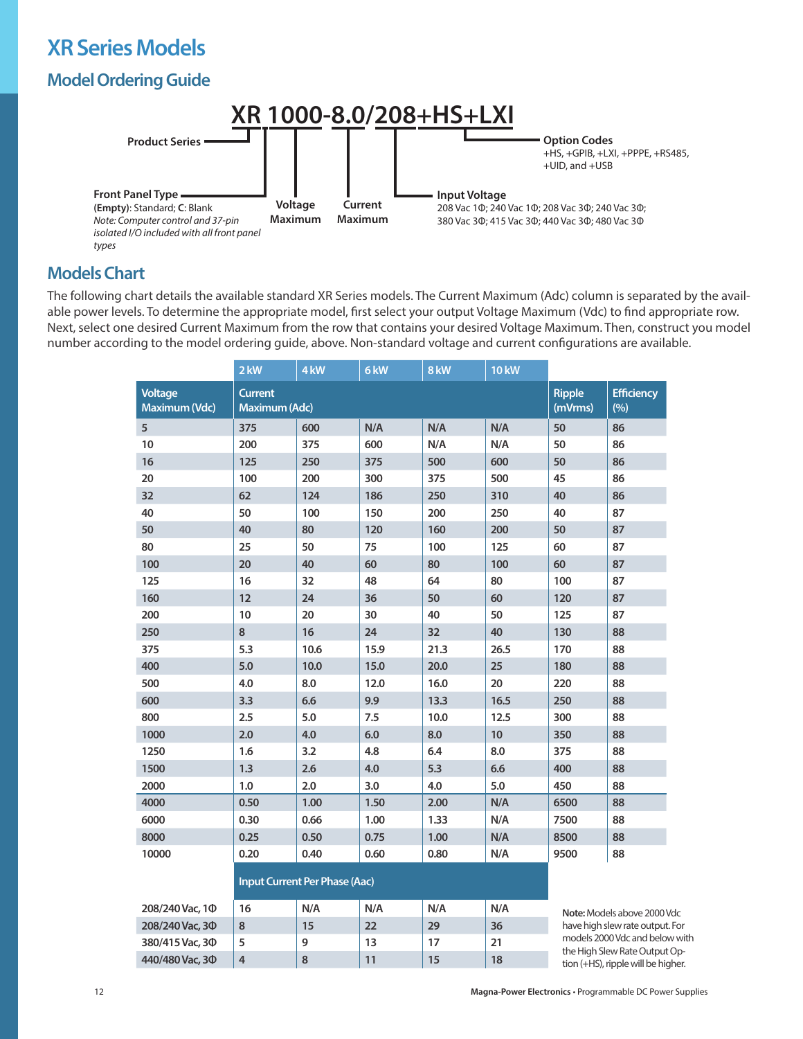# XR Series Models

## Model Ordering Guide

**XR 1000-8.0/208+HS+LXI**

- **Product Series**
- **Front Panel Type**
  - **(Empty)**: Standard; **C**: Blank
  - *Note: Computer control and 37-pin isolated I/O included with all front panel types*
- **Voltage Maximum**
- **Current Maximum**
- **Input Voltage**
  - 208 Vac 1Φ; 240 Vac 1Φ; 208 Vac 3Φ; 240 Vac 3Φ; 380 Vac 3Φ; 415 Vac 3Φ; 440 Vac 3Φ; 480 Vac 3Φ
- **Option Codes**
  - +HS, +GPIB, +LXI, +PPPE, +RS485, +UID, and +USB

## Models Chart

The following chart details the available standard XR Series models. The Current Maximum (Adc) column is separated by the available power levels. To determine the appropriate model, first select your output Voltage Maximum (Vdc) to find appropriate row. Next, select one desired Current Maximum from the row that contains your desired Voltage Maximum. Then, construct you model number according to the model ordering guide, above. Non-standard voltage and current configurations are available.

| | 2 kW | 4 kW | 6 kW | 8 kW | 10 kW | | |
|---|---|---|---|---|---|---|---|
| **Voltage Maximum (Vdc)** | **Current Maximum (Adc)** | | | | | **Ripple (mVrms)** | **Efficiency (%)** |
| 5 | 375 | 600 | N/A | N/A | N/A | 50 | 86 |
| 10 | 200 | 375 | 600 | N/A | N/A | 50 | 86 |
| 16 | 125 | 250 | 375 | 500 | 600 | 50 | 86 |
| 20 | 100 | 200 | 300 | 375 | 500 | 45 | 86 |
| 32 | 62 | 124 | 186 | 250 | 310 | 40 | 86 |
| 40 | 50 | 100 | 150 | 200 | 250 | 40 | 87 |
| 50 | 40 | 80 | 120 | 160 | 200 | 50 | 87 |
| 80 | 25 | 50 | 75 | 100 | 125 | 60 | 87 |
| 100 | 20 | 40 | 60 | 80 | 100 | 60 | 87 |
| 125 | 16 | 32 | 48 | 64 | 80 | 100 | 87 |
| 160 | 12 | 24 | 36 | 50 | 60 | 120 | 87 |
| 200 | 10 | 20 | 30 | 40 | 50 | 125 | 87 |
| 250 | 8 | 16 | 24 | 32 | 40 | 130 | 88 |
| 375 | 5.3 | 10.6 | 15.9 | 21.3 | 26.5 | 170 | 88 |
| 400 | 5.0 | 10.0 | 15.0 | 20.0 | 25 | 180 | 88 |
| 500 | 4.0 | 8.0 | 12.0 | 16.0 | 20 | 220 | 88 |
| 600 | 3.3 | 6.6 | 9.9 | 13.3 | 16.5 | 250 | 88 |
| 800 | 2.5 | 5.0 | 7.5 | 10.0 | 12.5 | 300 | 88 |
| 1000 | 2.0 | 4.0 | 6.0 | 8.0 | 10 | 350 | 88 |
| 1250 | 1.6 | 3.2 | 4.8 | 6.4 | 8.0 | 375 | 88 |
| 1500 | 1.3 | 2.6 | 4.0 | 5.3 | 6.6 | 400 | 88 |
| 2000 | 1.0 | 2.0 | 3.0 | 4.0 | 5.0 | 450 | 88 |
| 4000 | 0.50 | 1.00 | 1.50 | 2.00 | N/A | 6500 | 88 |
| 6000 | 0.30 | 0.66 | 1.00 | 1.33 | N/A | 7500 | 88 |
| 8000 | 0.25 | 0.50 | 0.75 | 1.00 | N/A | 8500 | 88 |
| 10000 | 0.20 | 0.40 | 0.60 | 0.80 | N/A | 9500 | 88 |
| | **Input Current Per Phase (Aac)** | | | | | | |
| 208/240 Vac, 1Φ | 16 | N/A | N/A | N/A | N/A | | |
| 208/240 Vac, 3Φ | 8 | 15 | 22 | 29 | 36 | | |
| 380/415 Vac, 3Φ | 5 | 9 | 13 | 17 | 21 | | |
| 440/480 Vac, 3Φ | 4 | 8 | 11 | 15 | 18 | | |

**Note:** Models above 2000 Vdc have high slew rate output. For models 2000 Vdc and below with the High Slew Rate Output Option (+HS), ripple will be higher.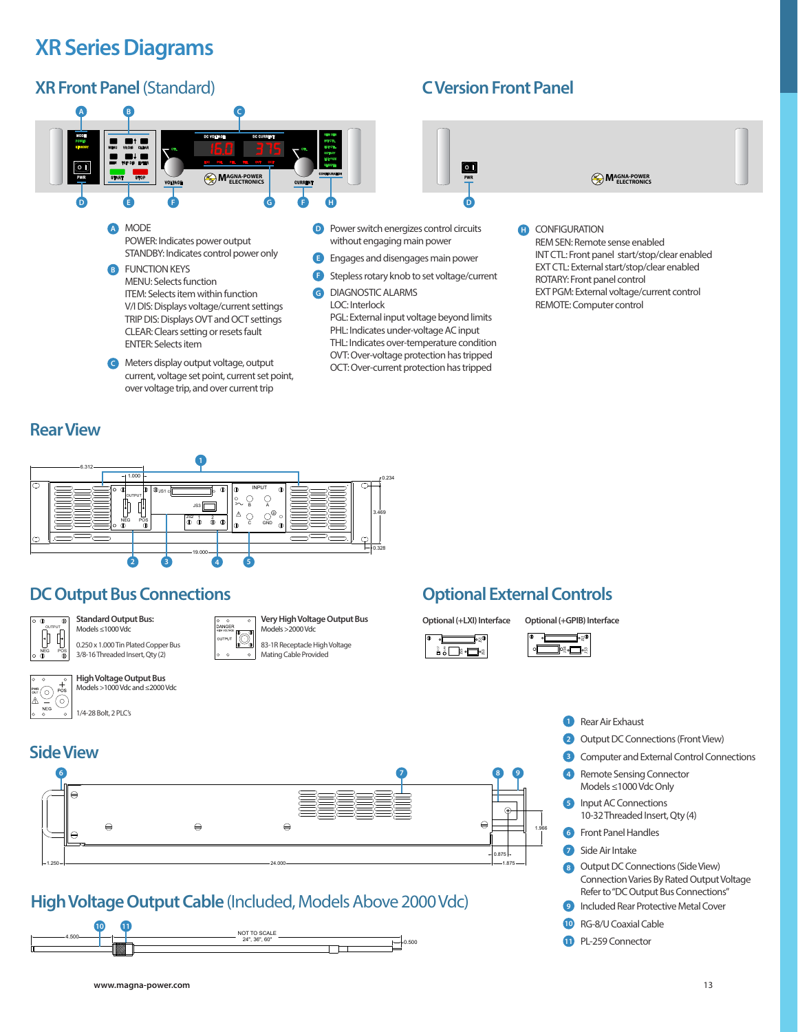# XR Series Diagrams

## XR Front Panel (Standard)

## C Version Front Panel

- **A** MODE
  POWER: Indicates power output
  STANDBY: Indicates control power only
- **B** FUNCTION KEYS
  MENU: Selects function
  ITEM: Selects item within function
  V/I DIS: Displays voltage/current settings
  TRIP DIS: Displays OVT and OCT settings
  CLEAR: Clears setting or resets fault
  ENTER: Selects item
- **C** Meters display output voltage, output current, voltage set point, current set point, over voltage trip, and over current trip
- **D** Power switch energizes control circuits without engaging main power
- **E** Engages and disengages main power
- **F** Stepless rotary knob to set voltage/current
- **G** DIAGNOSTIC ALARMS
  LOC: Interlock
  PGL: External input voltage beyond limits
  PHL: Indicates under-voltage AC input
  THL: Indicates over-temperature condition
  OVT: Over-voltage protection has tripped
  OCT: Over-current protection has tripped
- **H** CONFIGURATION
  REM SEN: Remote sense enabled
  INT CTL: Front panel start/stop/clear enabled
  EXT CTL: External start/stop/clear enabled
  ROTARY: Front panel control
  EXT PGM: External voltage/current control
  REMOTE: Computer control

## Rear View

6.312
1.000
0.234
3.469
19.000
0.328

## DC Output Bus Connections

**Standard Output Bus:**
Models ≤1000 Vdc

0.250 x 1.000 Tin Plated Copper Bus
3/8-16 Threaded Insert, Qty (2)

**Very High Voltage Output Bus**
Models >2000 Vdc

83-1R Receptacle High Voltage
Mating Cable Provided

**High Voltage Output Bus**
Models >1000 Vdc and ≤2000 Vdc

1/4-28 Bolt, 2 PLC's

## Optional External Controls

**Optional (+LXI) Interface**

**Optional (+GPIB) Interface**

## Side View

1.250
24.000
0.875
1.875
1.966

## High Voltage Output Cable (Included, Models Above 2000 Vdc)

4.500
NOT TO SCALE
24", 36", 60"
0.500

1. Rear Air Exhaust
2. Output DC Connections (Front View)
3. Computer and External Control Connections
4. Remote Sensing Connector
   Models ≤1000 Vdc Only
5. Input AC Connections
   10-32 Threaded Insert, Qty (4)
6. Front Panel Handles
7. Side Air Intake
8. Output DC Connections (Side View)
   Connection Varies By Rated Output Voltage
   Refer to "DC Output Bus Connections"
9. Included Rear Protective Metal Cover
10. RG-8/U Coaxial Cable
11. PL-259 Connector

www.magna-power.com